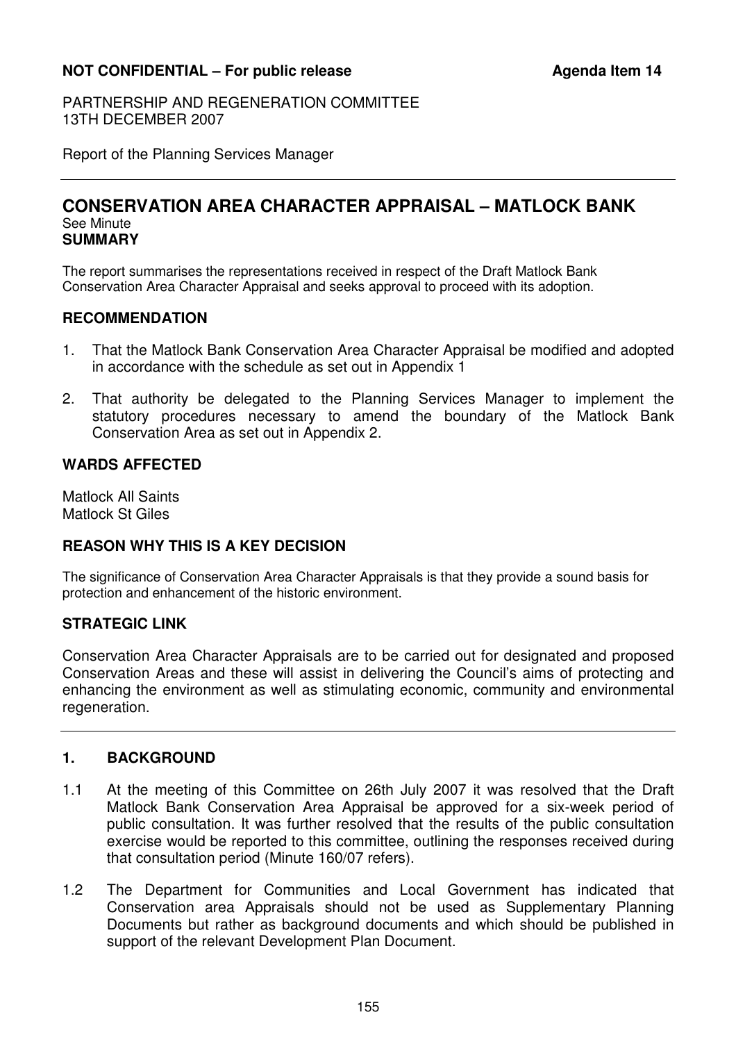**NOT CONFIDENTIAL – For public release** **Agenda Item 14**

PARTNERSHIP AND REGENERATION COMMITTEE
13TH DECEMBER 2007

Report of the Planning Services Manager

# CONSERVATION AREA CHARACTER APPRAISAL – MATLOCK BANK

See Minute

**SUMMARY**

The report summarises the representations received in respect of the Draft Matlock Bank Conservation Area Character Appraisal and seeks approval to proceed with its adoption.

## RECOMMENDATION

1. That the Matlock Bank Conservation Area Character Appraisal be modified and adopted in accordance with the schedule as set out in Appendix 1
2. That authority be delegated to the Planning Services Manager to implement the statutory procedures necessary to amend the boundary of the Matlock Bank Conservation Area as set out in Appendix 2.

## WARDS AFFECTED

Matlock All Saints
Matlock St Giles

## REASON WHY THIS IS A KEY DECISION

The significance of Conservation Area Character Appraisals is that they provide a sound basis for protection and enhancement of the historic environment.

## STRATEGIC LINK

Conservation Area Character Appraisals are to be carried out for designated and proposed Conservation Areas and these will assist in delivering the Council's aims of protecting and enhancing the environment as well as stimulating economic, community and environmental regeneration.

## 1. BACKGROUND

1.1 At the meeting of this Committee on 26th July 2007 it was resolved that the Draft Matlock Bank Conservation Area Appraisal be approved for a six-week period of public consultation. It was further resolved that the results of the public consultation exercise would be reported to this committee, outlining the responses received during that consultation period (Minute 160/07 refers).

1.2 The Department for Communities and Local Government has indicated that Conservation area Appraisals should not be used as Supplementary Planning Documents but rather as background documents and which should be published in support of the relevant Development Plan Document.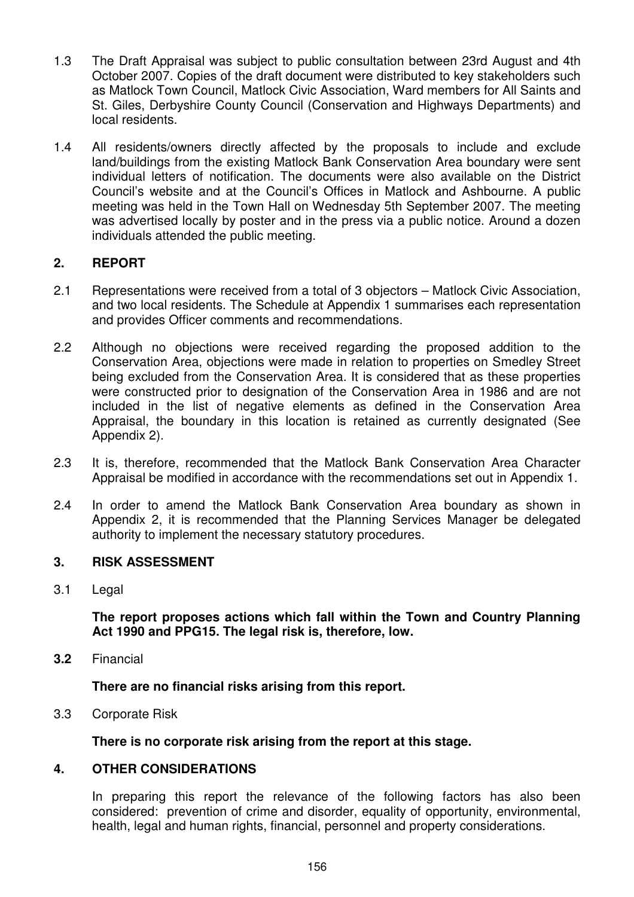1.3 The Draft Appraisal was subject to public consultation between 23rd August and 4th October 2007. Copies of the draft document were distributed to key stakeholders such as Matlock Town Council, Matlock Civic Association, Ward members for All Saints and St. Giles, Derbyshire County Council (Conservation and Highways Departments) and local residents.

1.4 All residents/owners directly affected by the proposals to include and exclude land/buildings from the existing Matlock Bank Conservation Area boundary were sent individual letters of notification. The documents were also available on the District Council's website and at the Council's Offices in Matlock and Ashbourne. A public meeting was held in the Town Hall on Wednesday 5th September 2007. The meeting was advertised locally by poster and in the press via a public notice. Around a dozen individuals attended the public meeting.

## 2. REPORT

2.1 Representations were received from a total of 3 objectors – Matlock Civic Association, and two local residents. The Schedule at Appendix 1 summarises each representation and provides Officer comments and recommendations.

2.2 Although no objections were received regarding the proposed addition to the Conservation Area, objections were made in relation to properties on Smedley Street being excluded from the Conservation Area. It is considered that as these properties were constructed prior to designation of the Conservation Area in 1986 and are not included in the list of negative elements as defined in the Conservation Area Appraisal, the boundary in this location is retained as currently designated (See Appendix 2).

2.3 It is, therefore, recommended that the Matlock Bank Conservation Area Character Appraisal be modified in accordance with the recommendations set out in Appendix 1.

2.4 In order to amend the Matlock Bank Conservation Area boundary as shown in Appendix 2, it is recommended that the Planning Services Manager be delegated authority to implement the necessary statutory procedures.

## 3. RISK ASSESSMENT

3.1 Legal

**The report proposes actions which fall within the Town and Country Planning Act 1990 and PPG15. The legal risk is, therefore, low.**

**3.2** Financial

**There are no financial risks arising from this report.**

3.3 Corporate Risk

**There is no corporate risk arising from the report at this stage.**

## 4. OTHER CONSIDERATIONS

In preparing this report the relevance of the following factors has also been considered: prevention of crime and disorder, equality of opportunity, environmental, health, legal and human rights, financial, personnel and property considerations.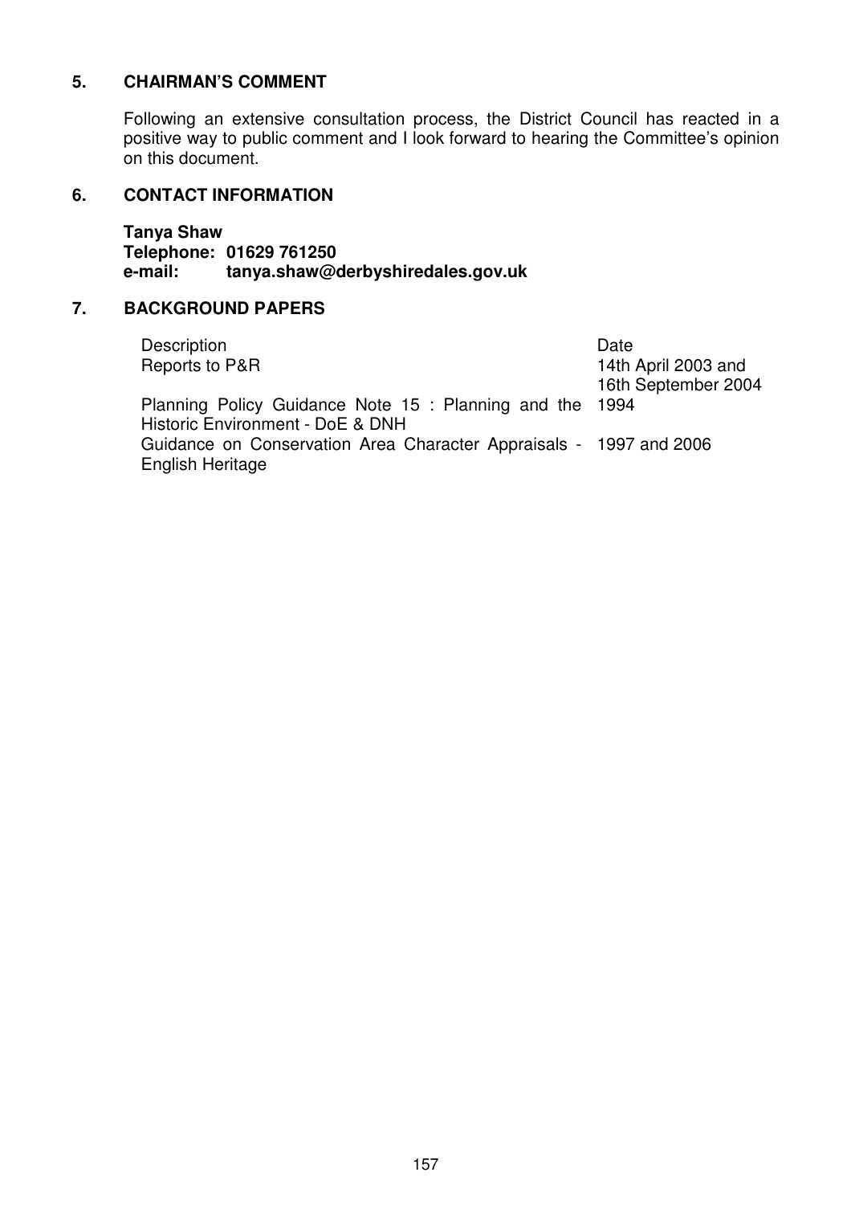## 5. CHAIRMAN'S COMMENT

Following an extensive consultation process, the District Council has reacted in a positive way to public comment and I look forward to hearing the Committee's opinion on this document.

## 6. CONTACT INFORMATION

**Tanya Shaw**
**Telephone: 01629 761250**
**e-mail: tanya.shaw@derbyshiredales.gov.uk**

## 7. BACKGROUND PAPERS

| Description | Date |
|---|---|
| Reports to P&R | 14th April 2003 and 16th September 2004 |
| Planning Policy Guidance Note 15 : Planning and the Historic Environment - DoE & DNH | 1994 |
| Guidance on Conservation Area Character Appraisals - English Heritage | 1997 and 2006 |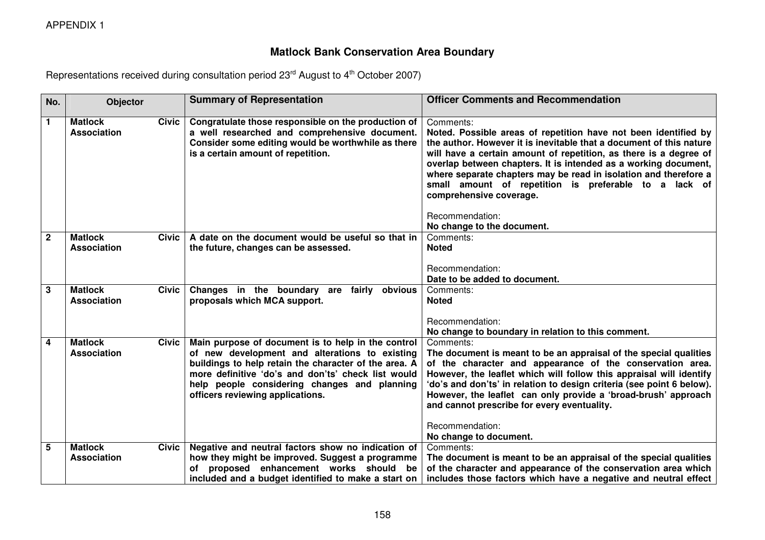APPENDIX 1

## Matlock Bank Conservation Area Boundary

Representations received during consultation period 23rd August to 4th October 2007)

| No. | Objector | Summary of Representation | Officer Comments and Recommendation |
|---|---|---|---|
| 1 | **Matlock Civic Association** | **Congratulate those responsible on the production of a well researched and comprehensive document. Consider some editing would be worthwhile as there is a certain amount of repetition.** | Comments:<br>**Noted. Possible areas of repetition have not been identified by the author. However it is inevitable that a document of this nature will have a certain amount of repetition, as there is a degree of overlap between chapters. It is intended as a working document, where separate chapters may be read in isolation and therefore a small amount of repetition is preferable to a lack of comprehensive coverage.**<br><br>Recommendation:<br>**No change to the document.** |
| 2 | **Matlock Civic Association** | **A date on the document would be useful so that in the future, changes can be assessed.** | Comments:<br>**Noted**<br><br>Recommendation:<br>**Date to be added to document.** |
| 3 | **Matlock Civic Association** | **Changes in the boundary are fairly obvious proposals which MCA support.** | Comments:<br>**Noted**<br><br>Recommendation:<br>**No change to boundary in relation to this comment.** |
| 4 | **Matlock Civic Association** | **Main purpose of document is to help in the control of new development and alterations to existing buildings to help retain the character of the area. A more definitive 'do's and don'ts' check list would help people considering changes and planning officers reviewing applications.** | Comments:<br>**The document is meant to be an appraisal of the special qualities of the character and appearance of the conservation area. However, the leaflet which will follow this appraisal will identify 'do's and don'ts' in relation to design criteria (see point 6 below). However, the leaflet can only provide a 'broad-brush' approach and cannot prescribe for every eventuality.**<br><br>Recommendation:<br>**No change to document.** |
| 5 | **Matlock Civic Association** | **Negative and neutral factors show no indication of how they might be improved. Suggest a programme of proposed enhancement works should be included and a budget identified to make a start on** | Comments:<br>**The document is meant to be an appraisal of the special qualities of the character and appearance of the conservation area which includes those factors which have a negative and neutral effect** |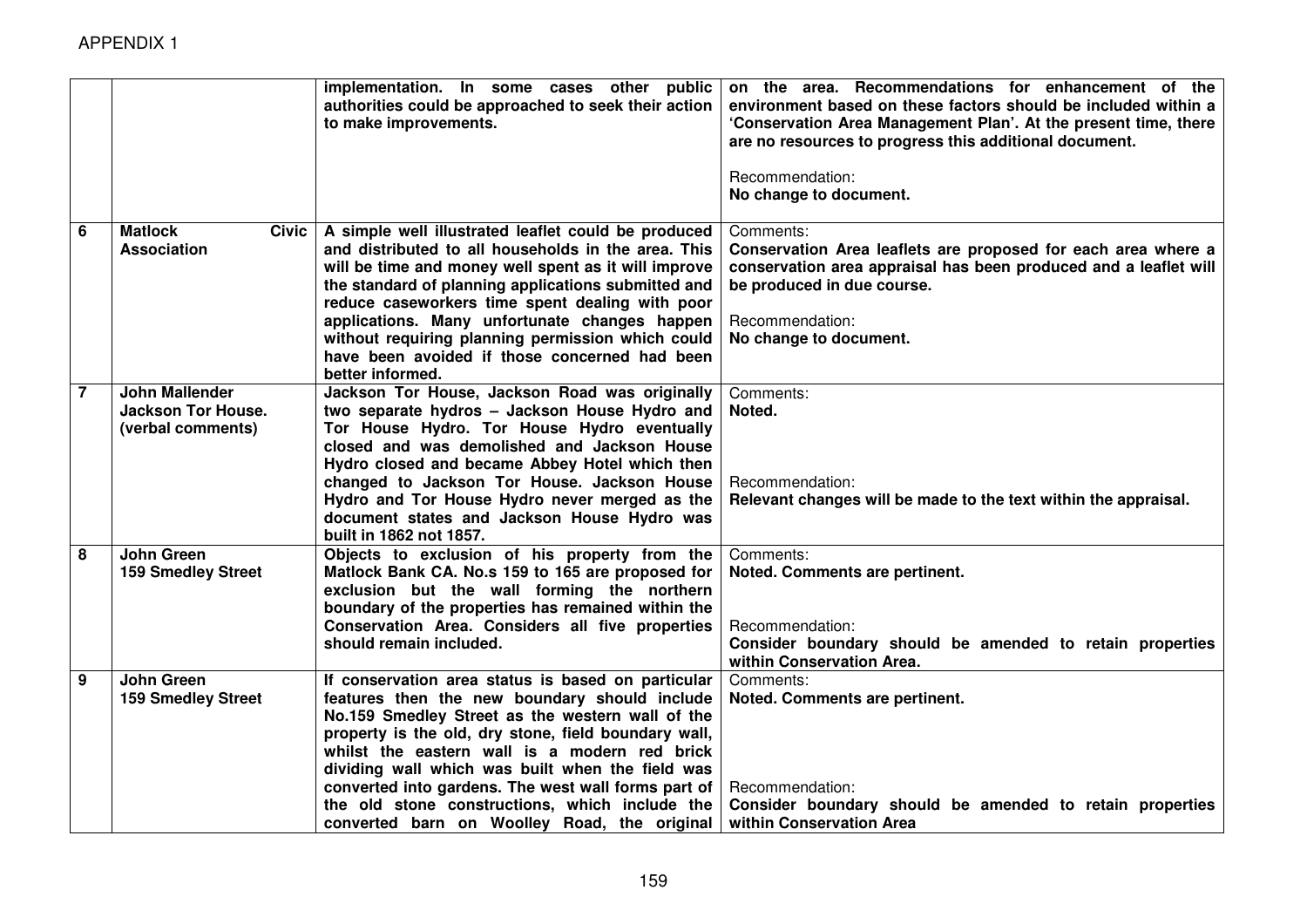APPENDIX 1

| | | | |
|---|---|---|---|
| | | **implementation. In some cases other public authorities could be approached to seek their action to make improvements.** | **on the area. Recommendations for enhancement of the environment based on these factors should be included within a 'Conservation Area Management Plan'. At the present time, there are no resources to progress this additional document.**<br><br>Recommendation:<br>**No change to document.** |
| 6 | **Matlock Civic Association** | **A simple well illustrated leaflet could be produced and distributed to all households in the area. This will be time and money well spent as it will improve the standard of planning applications submitted and reduce caseworkers time spent dealing with poor applications. Many unfortunate changes happen without requiring planning permission which could have been avoided if those concerned had been better informed.** | Comments:<br>**Conservation Area leaflets are proposed for each area where a conservation area appraisal has been produced and a leaflet will be produced in due course.**<br><br>Recommendation:<br>**No change to document.** |
| 7 | **John Mallender Jackson Tor House. (verbal comments)** | **Jackson Tor House, Jackson Road was originally two separate hydros – Jackson House Hydro and Tor House Hydro. Tor House Hydro eventually closed and was demolished and Jackson House Hydro closed and became Abbey Hotel which then changed to Jackson Tor House. Jackson House Hydro and Tor House Hydro never merged as the document states and Jackson House Hydro was built in 1862 not 1857.** | Comments:<br>**Noted.**<br><br>Recommendation:<br>**Relevant changes will be made to the text within the appraisal.** |
| 8 | **John Green 159 Smedley Street** | **Objects to exclusion of his property from the Matlock Bank CA. No.s 159 to 165 are proposed for exclusion but the wall forming the northern boundary of the properties has remained within the Conservation Area. Considers all five properties should remain included.** | Comments:<br>**Noted. Comments are pertinent.**<br><br>Recommendation:<br>**Consider boundary should be amended to retain properties within Conservation Area.** |
| 9 | **John Green 159 Smedley Street** | **If conservation area status is based on particular features then the new boundary should include No.159 Smedley Street as the western wall of the property is the old, dry stone, field boundary wall, whilst the eastern wall is a modern red brick dividing wall which was built when the field was converted into gardens. The west wall forms part of the old stone constructions, which include the converted barn on Woolley Road, the original** | Comments:<br>**Noted. Comments are pertinent.**<br><br>Recommendation:<br>**Consider boundary should be amended to retain properties within Conservation Area** |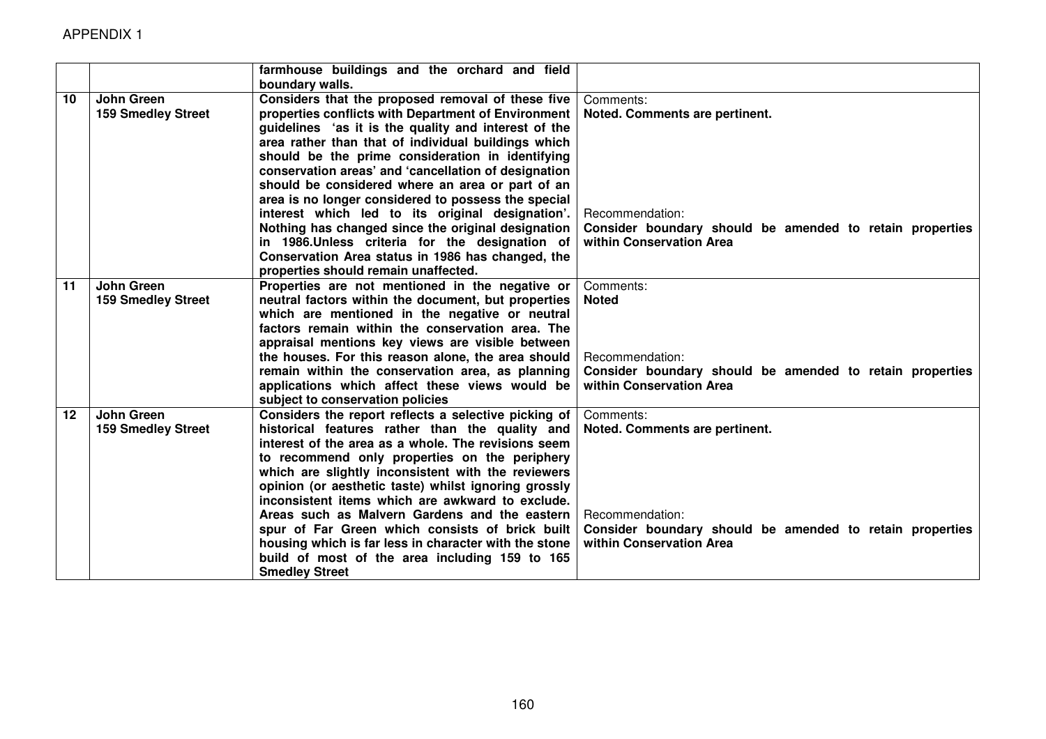APPENDIX 1

| | | | |
|---|---|---|---|
| | | **farmhouse buildings and the orchard and field boundary walls.** | |
| 10 | **John Green**<br>**159 Smedley Street** | **Considers that the proposed removal of these five properties conflicts with Department of Environment guidelines 'as it is the quality and interest of the area rather than that of individual buildings which should be the prime consideration in identifying conservation areas' and 'cancellation of designation should be considered where an area or part of an area is no longer considered to possess the special interest which led to its original designation'. Nothing has changed since the original designation in 1986.Unless criteria for the designation of Conservation Area status in 1986 has changed, the properties should remain unaffected.** | Comments:<br>**Noted. Comments are pertinent.**<br><br>Recommendation:<br>**Consider boundary should be amended to retain properties within Conservation Area** |
| 11 | **John Green**<br>**159 Smedley Street** | **Properties are not mentioned in the negative or neutral factors within the document, but properties which are mentioned in the negative or neutral factors remain within the conservation area. The appraisal mentions key views are visible between the houses. For this reason alone, the area should remain within the conservation area, as planning applications which affect these views would be subject to conservation policies** | Comments:<br>**Noted**<br><br>Recommendation:<br>**Consider boundary should be amended to retain properties within Conservation Area** |
| 12 | **John Green**<br>**159 Smedley Street** | **Considers the report reflects a selective picking of historical features rather than the quality and interest of the area as a whole. The revisions seem to recommend only properties on the periphery which are slightly inconsistent with the reviewers opinion (or aesthetic taste) whilst ignoring grossly inconsistent items which are awkward to exclude. Areas such as Malvern Gardens and the eastern spur of Far Green which consists of brick built housing which is far less in character with the stone build of most of the area including 159 to 165 Smedley Street** | Comments:<br>**Noted. Comments are pertinent.**<br><br>Recommendation:<br>**Consider boundary should be amended to retain properties within Conservation Area** |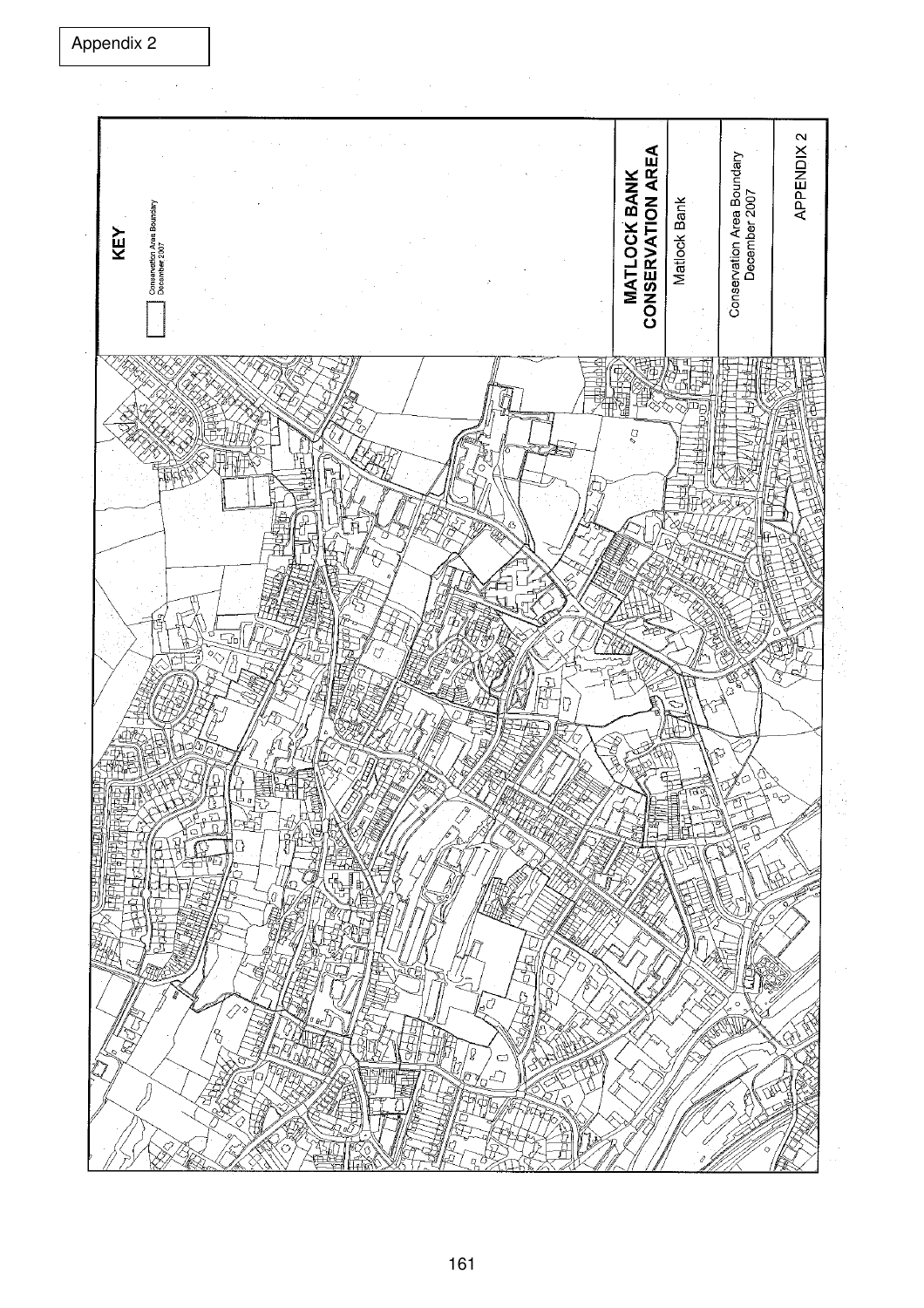Appendix 2

**KEY**

Conservation Area Boundary December 2007

## MATLOCK BANK CONSERVATION AREA

Matlock Bank

Conservation Area Boundary December 2007

APPENDIX 2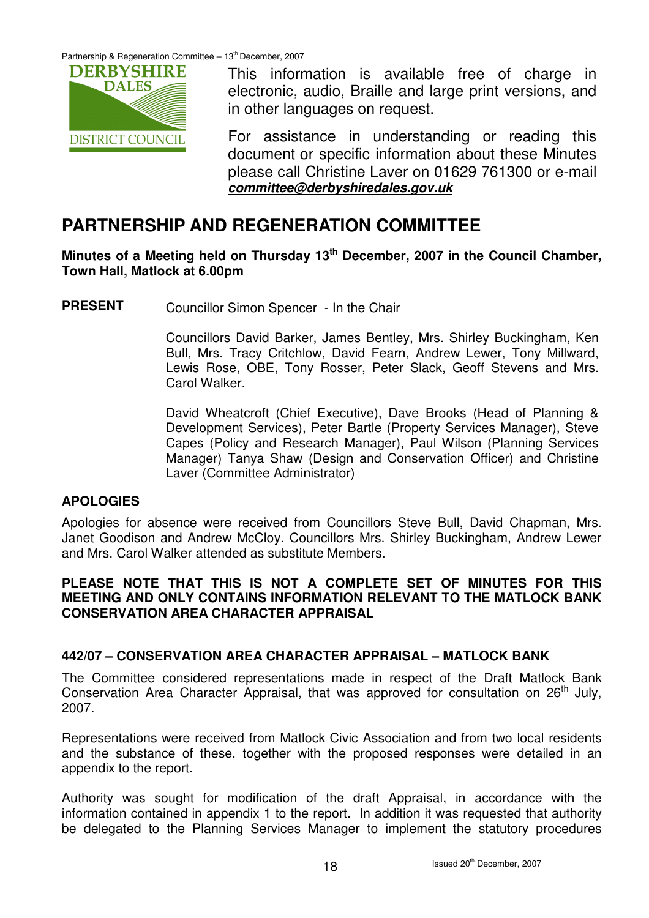This information is available free of charge in electronic, audio, Braille and large print versions, and in other languages on request.

For assistance in understanding or reading this document or specific information about these Minutes please call Christine Laver on 01629 761300 or e-mail ***committee@derbyshiredales.gov.uk***

# PARTNERSHIP AND REGENERATION COMMITTEE

**Minutes of a Meeting held on Thursday 13th December, 2007 in the Council Chamber, Town Hall, Matlock at 6.00pm**

**PRESENT** Councillor Simon Spencer - In the Chair

Councillors David Barker, James Bentley, Mrs. Shirley Buckingham, Ken Bull, Mrs. Tracy Critchlow, David Fearn, Andrew Lewer, Tony Millward, Lewis Rose, OBE, Tony Rosser, Peter Slack, Geoff Stevens and Mrs. Carol Walker.

David Wheatcroft (Chief Executive), Dave Brooks (Head of Planning & Development Services), Peter Bartle (Property Services Manager), Steve Capes (Policy and Research Manager), Paul Wilson (Planning Services Manager) Tanya Shaw (Design and Conservation Officer) and Christine Laver (Committee Administrator)

## APOLOGIES

Apologies for absence were received from Councillors Steve Bull, David Chapman, Mrs. Janet Goodison and Andrew McCloy. Councillors Mrs. Shirley Buckingham, Andrew Lewer and Mrs. Carol Walker attended as substitute Members.

**PLEASE NOTE THAT THIS IS NOT A COMPLETE SET OF MINUTES FOR THIS MEETING AND ONLY CONTAINS INFORMATION RELEVANT TO THE MATLOCK BANK CONSERVATION AREA CHARACTER APPRAISAL**

## 442/07 – CONSERVATION AREA CHARACTER APPRAISAL – MATLOCK BANK

The Committee considered representations made in respect of the Draft Matlock Bank Conservation Area Character Appraisal, that was approved for consultation on 26th July, 2007.

Representations were received from Matlock Civic Association and from two local residents and the substance of these, together with the proposed responses were detailed in an appendix to the report.

Authority was sought for modification of the draft Appraisal, in accordance with the information contained in appendix 1 to the report. In addition it was requested that authority be delegated to the Planning Services Manager to implement the statutory procedures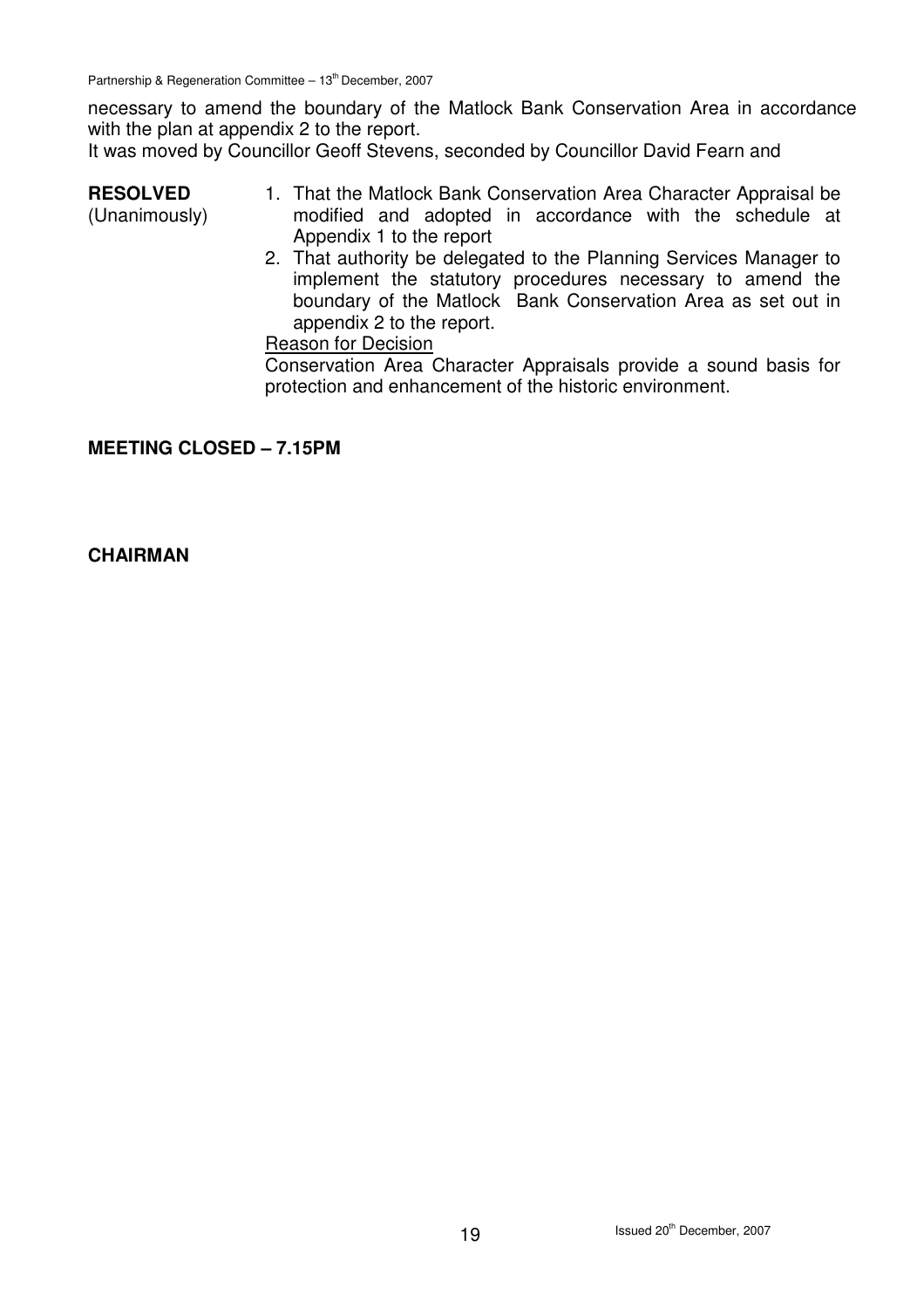necessary to amend the boundary of the Matlock Bank Conservation Area in accordance with the plan at appendix 2 to the report.

It was moved by Councillor Geoff Stevens, seconded by Councillor David Fearn and

**RESOLVED**
(Unanimously)

1. That the Matlock Bank Conservation Area Character Appraisal be modified and adopted in accordance with the schedule at Appendix 1 to the report
2. That authority be delegated to the Planning Services Manager to implement the statutory procedures necessary to amend the boundary of the Matlock Bank Conservation Area as set out in appendix 2 to the report.

Reason for Decision

Conservation Area Character Appraisals provide a sound basis for protection and enhancement of the historic environment.

**MEETING CLOSED – 7.15PM**

**CHAIRMAN**

Issued 20th December, 2007